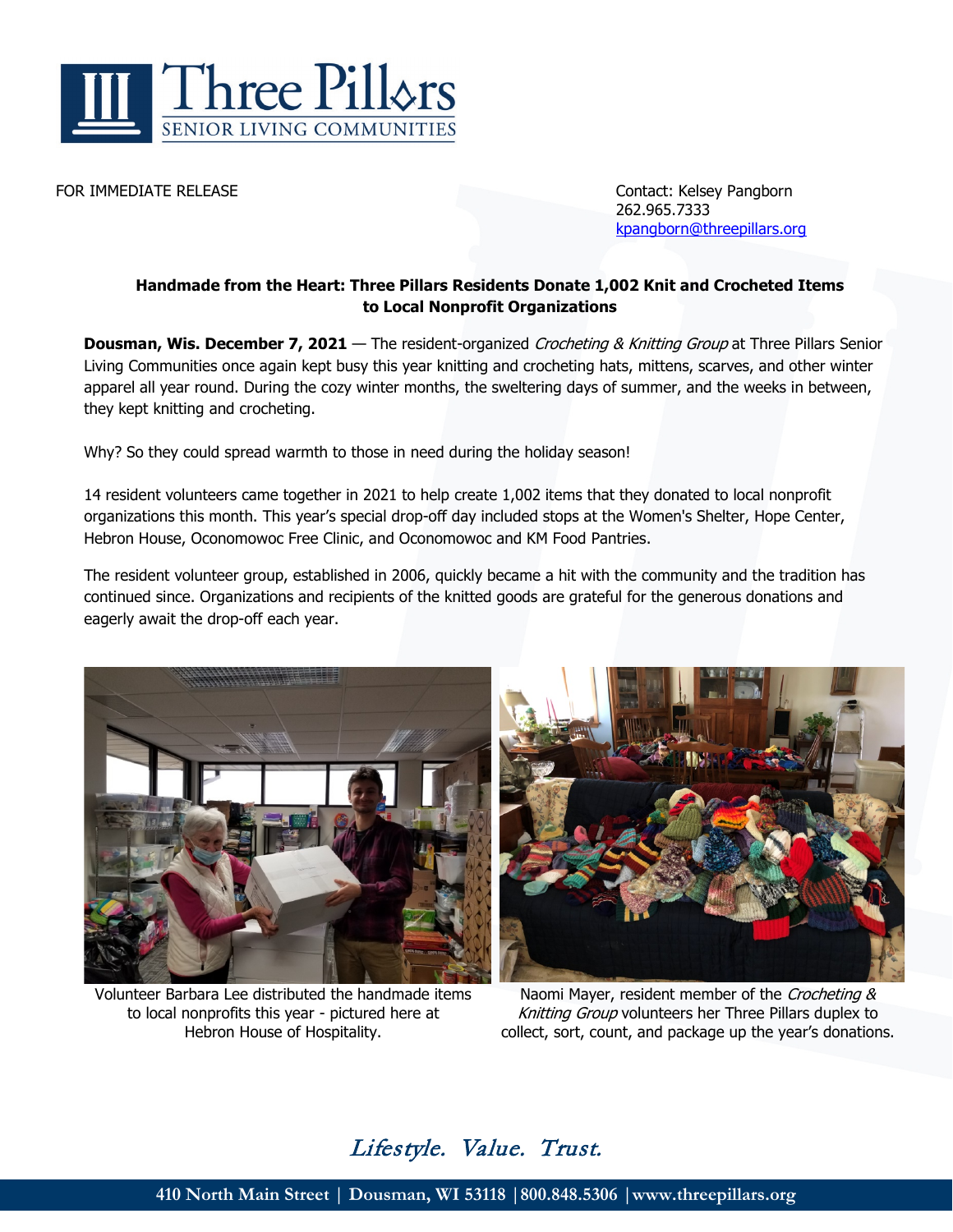Three Pillars
SENIOR LIVING COMMUNITIES

FOR IMMEDIATE RELEASE

Contact: Kelsey Pangborn
262.965.7333
kpangborn@threepillars.org

**Handmade from the Heart: Three Pillars Residents Donate 1,002 Knit and Crocheted Items to Local Nonprofit Organizations**

**Dousman, Wis. December 7, 2021** — The resident-organized *Crocheting & Knitting Group* at Three Pillars Senior Living Communities once again kept busy this year knitting and crocheting hats, mittens, scarves, and other winter apparel all year round. During the cozy winter months, the sweltering days of summer, and the weeks in between, they kept knitting and crocheting.

Why? So they could spread warmth to those in need during the holiday season!

14 resident volunteers came together in 2021 to help create 1,002 items that they donated to local nonprofit organizations this month. This year's special drop-off day included stops at the Women's Shelter, Hope Center, Hebron House, Oconomowoc Free Clinic, and Oconomowoc and KM Food Pantries.

The resident volunteer group, established in 2006, quickly became a hit with the community and the tradition has continued since. Organizations and recipients of the knitted goods are grateful for the generous donations and eagerly await the drop-off each year.

Volunteer Barbara Lee distributed the handmade items to local nonprofits this year - pictured here at Hebron House of Hospitality.

Naomi Mayer, resident member of the *Crocheting & Knitting Group* volunteers her Three Pillars duplex to collect, sort, count, and package up the year's donations.

*Lifestyle. Value. Trust.*

410 North Main Street | Dousman, WI 53118 | 800.848.5306 | www.threepillars.org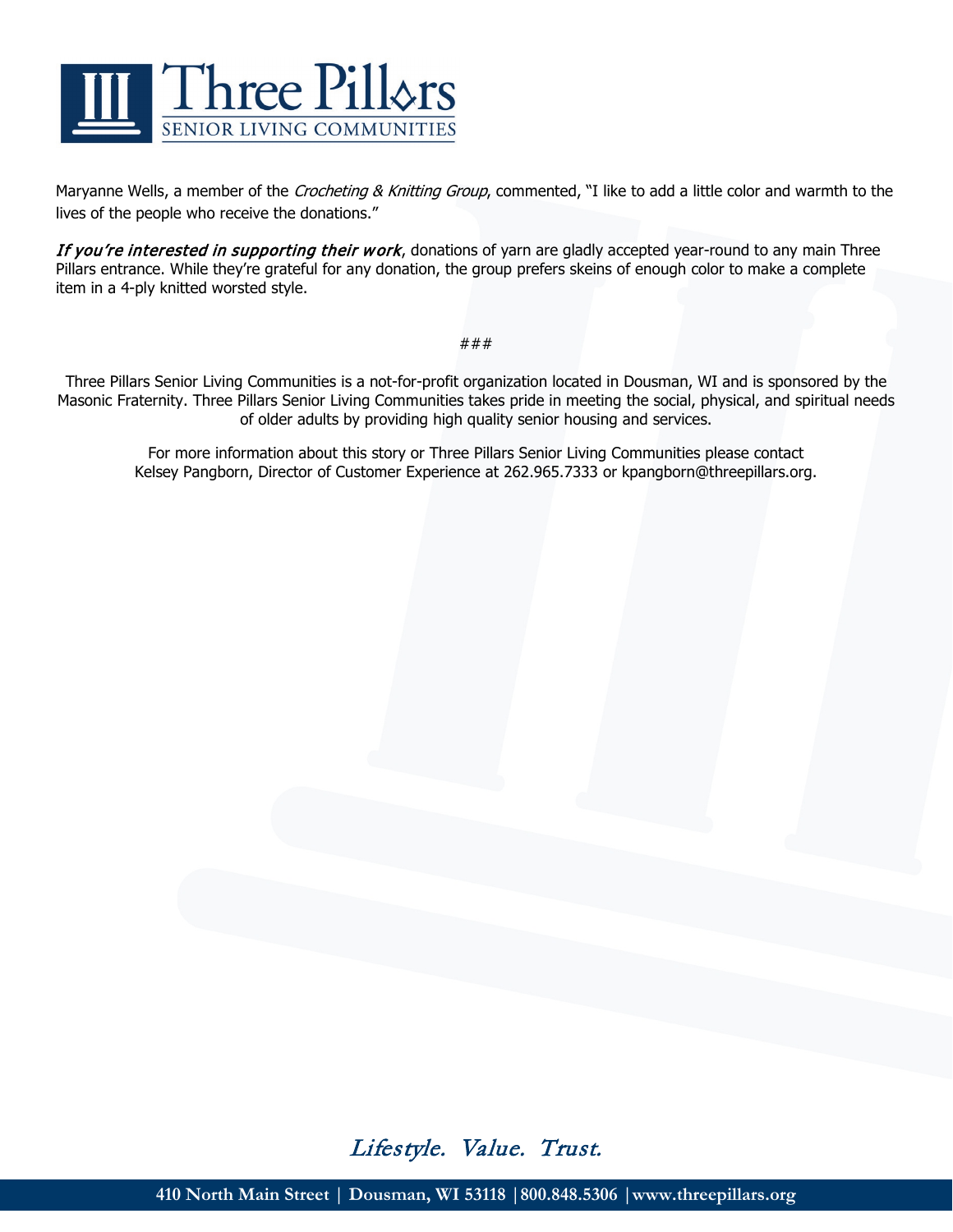Maryanne Wells, a member of the *Crocheting & Knitting Group*, commented, "I like to add a little color and warmth to the lives of the people who receive the donations."

*If you're interested in supporting their work*, donations of yarn are gladly accepted year-round to any main Three Pillars entrance. While they're grateful for any donation, the group prefers skeins of enough color to make a complete item in a 4-ply knitted worsted style.

###

Three Pillars Senior Living Communities is a not-for-profit organization located in Dousman, WI and is sponsored by the Masonic Fraternity. Three Pillars Senior Living Communities takes pride in meeting the social, physical, and spiritual needs of older adults by providing high quality senior housing and services.

For more information about this story or Three Pillars Senior Living Communities please contact Kelsey Pangborn, Director of Customer Experience at 262.965.7333 or kpangborn@threepillars.org.